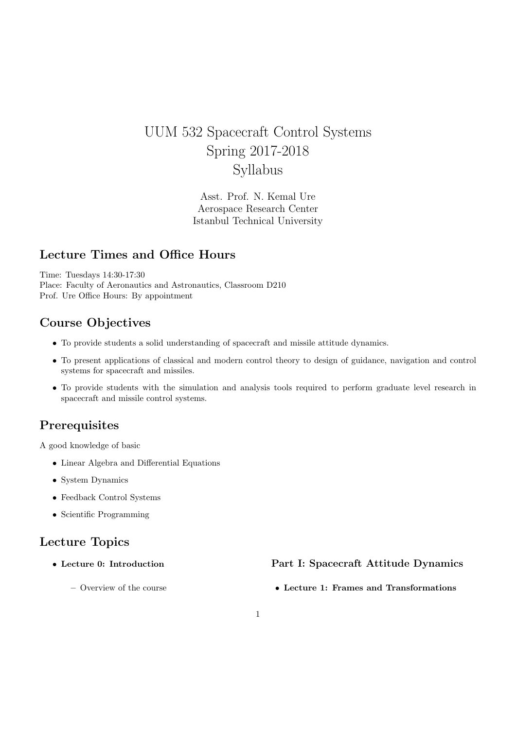# UUM 532 Spacecraft Control Systems
# Spring 2017-2018
# Syllabus

Asst. Prof. N. Kemal Ure
Aerospace Research Center
Istanbul Technical University

## Lecture Times and Office Hours

Time: Tuesdays 14:30-17:30
Place: Faculty of Aeronautics and Astronautics, Classroom D210
Prof. Ure Office Hours: By appointment

## Course Objectives

- To provide students a solid understanding of spacecraft and missile attitude dynamics.
- To present applications of classical and modern control theory to design of guidance, navigation and control systems for spacecraft and missiles.
- To provide students with the simulation and analysis tools required to perform graduate level research in spacecraft and missile control systems.

## Prerequisites

A good knowledge of basic

- Linear Algebra and Differential Equations
- System Dynamics
- Feedback Control Systems
- Scientific Programming

## Lecture Topics

- **Lecture 0: Introduction**
  - Overview of the course

### Part I: Spacecraft Attitude Dynamics

- **Lecture 1: Frames and Transformations**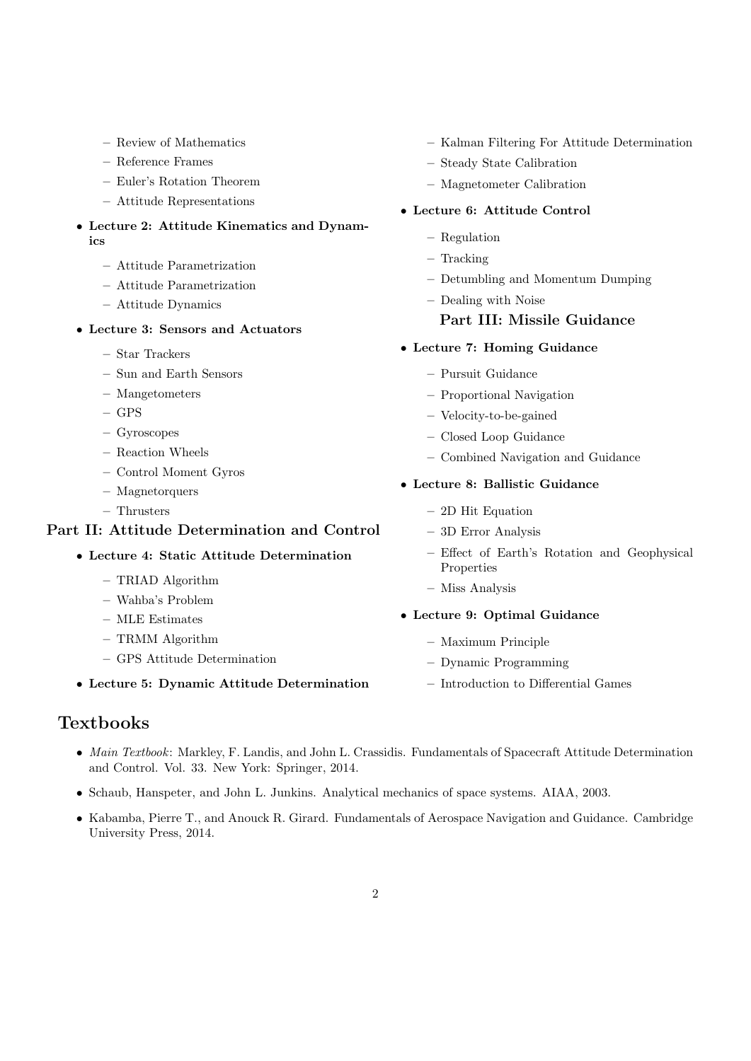- Review of Mathematics
  - Reference Frames
  - Euler's Rotation Theorem
  - Attitude Representations

- **Lecture 2: Attitude Kinematics and Dynamics**
  - Attitude Parametrization
  - Attitude Parametrization
  - Attitude Dynamics

- **Lecture 3: Sensors and Actuators**
  - Star Trackers
  - Sun and Earth Sensors
  - Mangetometers
  - GPS
  - Gyroscopes
  - Reaction Wheels
  - Control Moment Gyros
  - Magnetorquers
  - Thrusters

### Part II: Attitude Determination and Control

- **Lecture 4: Static Attitude Determination**
  - TRIAD Algorithm
  - Wahba's Problem
  - MLE Estimates
  - TRMM Algorithm
  - GPS Attitude Determination

- **Lecture 5: Dynamic Attitude Determination**
  - Kalman Filtering For Attitude Determination
  - Steady State Calibration
  - Magnetometer Calibration

- **Lecture 6: Attitude Control**
  - Regulation
  - Tracking
  - Detumbling and Momentum Dumping
  - Dealing with Noise

### Part III: Missile Guidance

- **Lecture 7: Homing Guidance**
  - Pursuit Guidance
  - Proportional Navigation
  - Velocity-to-be-gained
  - Closed Loop Guidance
  - Combined Navigation and Guidance

- **Lecture 8: Ballistic Guidance**
  - 2D Hit Equation
  - 3D Error Analysis
  - Effect of Earth's Rotation and Geophysical Properties
  - Miss Analysis

- **Lecture 9: Optimal Guidance**
  - Maximum Principle
  - Dynamic Programming
  - Introduction to Differential Games

## Textbooks

- *Main Textbook*: Markley, F. Landis, and John L. Crassidis. Fundamentals of Spacecraft Attitude Determination and Control. Vol. 33. New York: Springer, 2014.
- Schaub, Hanspeter, and John L. Junkins. Analytical mechanics of space systems. AIAA, 2003.
- Kabamba, Pierre T., and Anouck R. Girard. Fundamentals of Aerospace Navigation and Guidance. Cambridge University Press, 2014.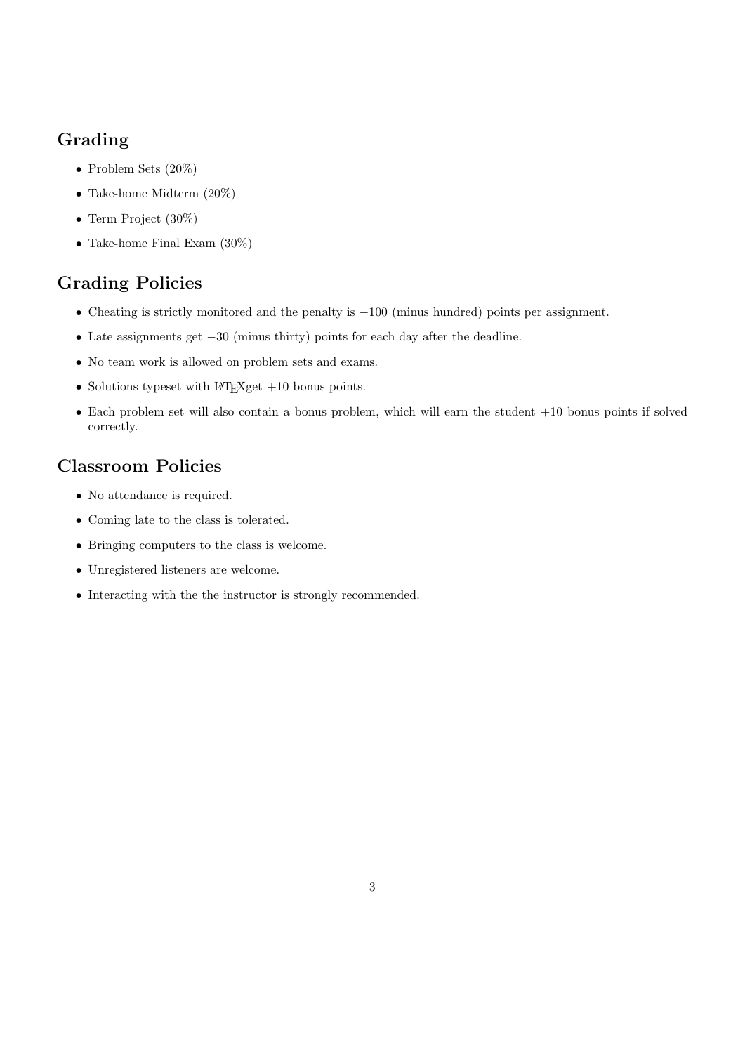## Grading

- Problem Sets (20%)
- Take-home Midterm (20%)
- Term Project (30%)
- Take-home Final Exam (30%)

## Grading Policies

- Cheating is strictly monitored and the penalty is −100 (minus hundred) points per assignment.
- Late assignments get −30 (minus thirty) points for each day after the deadline.
- No team work is allowed on problem sets and exams.
- Solutions typeset with LaTeXget +10 bonus points.
- Each problem set will also contain a bonus problem, which will earn the student +10 bonus points if solved correctly.

## Classroom Policies

- No attendance is required.
- Coming late to the class is tolerated.
- Bringing computers to the class is welcome.
- Unregistered listeners are welcome.
- Interacting with the the instructor is strongly recommended.